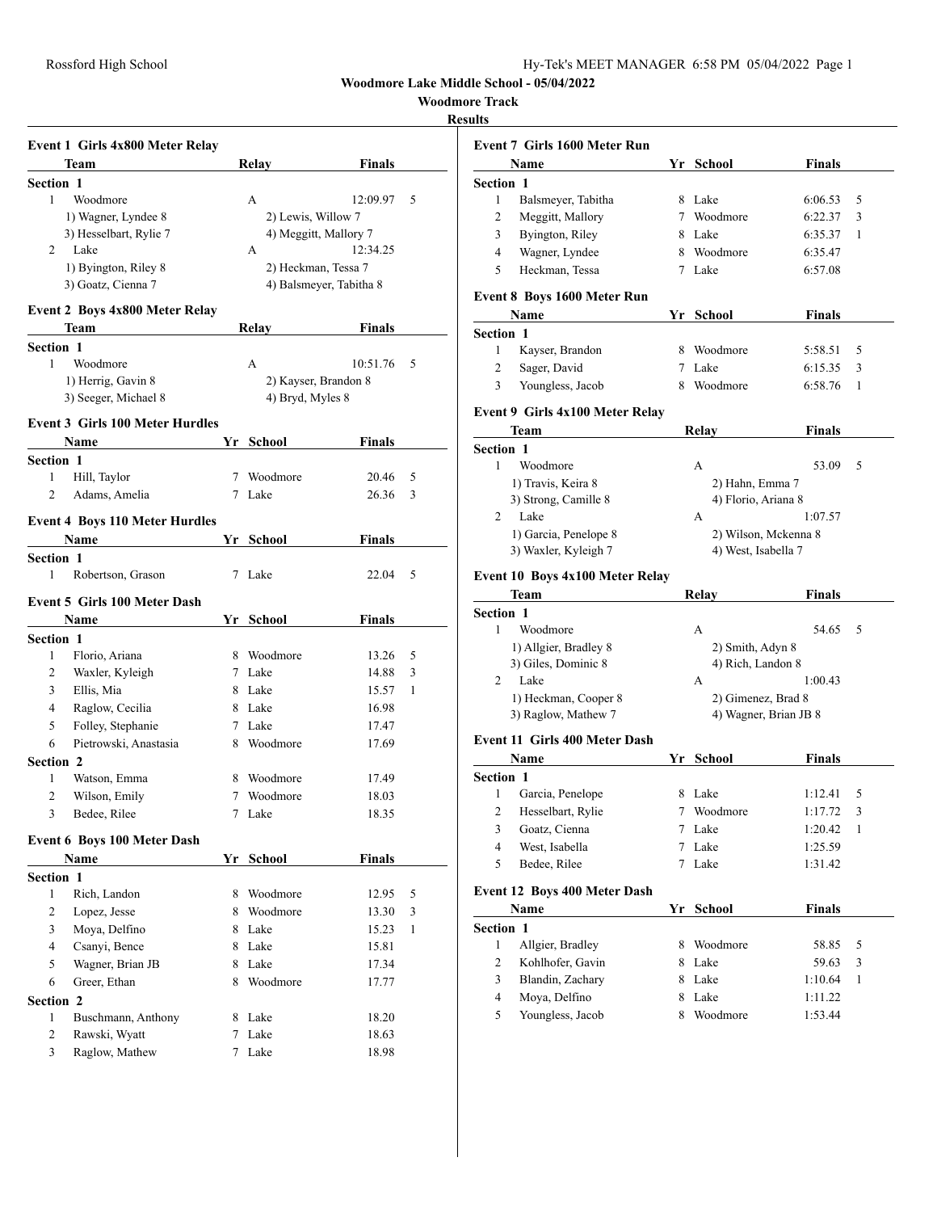Woodmore Lake Middle School - 05/04/2022

Woodmore Track

**Results**

### Event 1 Girls 4x800 Meter Relay

| | Team | Relay | Finals | |
|---|---|---|---|---|
| **Section 1** | | | | |
| 1 | Woodmore | A | 12:09.97 | 5 |
| | 1) Wagner, Lyndee 8 | 2) Lewis, Willow 7 | | |
| | 3) Hesselbart, Rylie 7 | 4) Meggitt, Mallory 7 | | |
| 2 | Lake | A | 12:34.25 | |
| | 1) Byington, Riley 8 | 2) Heckman, Tessa 7 | | |
| | 3) Goatz, Cienna 7 | 4) Balsmeyer, Tabitha 8 | | |

### Event 2 Boys 4x800 Meter Relay

| | Team | Relay | Finals | |
|---|---|---|---|---|
| **Section 1** | | | | |
| 1 | Woodmore | A | 10:51.76 | 5 |
| | 1) Herrig, Gavin 8 | 2) Kayser, Brandon 8 | | |
| | 3) Seeger, Michael 8 | 4) Bryd, Myles 8 | | |

### Event 3 Girls 100 Meter Hurdles

| | Name | Yr | School | Finals | |
|---|---|---|---|---|---|
| **Section 1** | | | | | |
| 1 | Hill, Taylor | 7 | Woodmore | 20.46 | 5 |
| 2 | Adams, Amelia | 7 | Lake | 26.36 | 3 |

### Event 4 Boys 110 Meter Hurdles

| | Name | Yr | School | Finals | |
|---|---|---|---|---|---|
| **Section 1** | | | | | |
| 1 | Robertson, Grason | 7 | Lake | 22.04 | 5 |

### Event 5 Girls 100 Meter Dash

| | Name | Yr | School | Finals | |
|---|---|---|---|---|---|
| **Section 1** | | | | | |
| 1 | Florio, Ariana | 8 | Woodmore | 13.26 | 5 |
| 2 | Waxler, Kyleigh | 7 | Lake | 14.88 | 3 |
| 3 | Ellis, Mia | 8 | Lake | 15.57 | 1 |
| 4 | Raglow, Cecilia | 8 | Lake | 16.98 | |
| 5 | Folley, Stephanie | 7 | Lake | 17.47 | |
| 6 | Pietrowski, Anastasia | 8 | Woodmore | 17.69 | |
| **Section 2** | | | | | |
| 1 | Watson, Emma | 8 | Woodmore | 17.49 | |
| 2 | Wilson, Emily | 7 | Woodmore | 18.03 | |
| 3 | Bedee, Rilee | 7 | Lake | 18.35 | |

### Event 6 Boys 100 Meter Dash

| | Name | Yr | School | Finals | |
|---|---|---|---|---|---|
| **Section 1** | | | | | |
| 1 | Rich, Landon | 8 | Woodmore | 12.95 | 5 |
| 2 | Lopez, Jesse | 8 | Woodmore | 13.30 | 3 |
| 3 | Moya, Delfino | 8 | Lake | 15.23 | 1 |
| 4 | Csanyi, Bence | 8 | Lake | 15.81 | |
| 5 | Wagner, Brian JB | 8 | Lake | 17.34 | |
| 6 | Greer, Ethan | 8 | Woodmore | 17.77 | |
| **Section 2** | | | | | |
| 1 | Buschmann, Anthony | 8 | Lake | 18.20 | |
| 2 | Rawski, Wyatt | 7 | Lake | 18.63 | |
| 3 | Raglow, Mathew | 7 | Lake | 18.98 | |

### Event 7 Girls 1600 Meter Run

| | Name | Yr | School | Finals | |
|---|---|---|---|---|---|
| **Section 1** | | | | | |
| 1 | Balsmeyer, Tabitha | 8 | Lake | 6:06.53 | 5 |
| 2 | Meggitt, Mallory | 7 | Woodmore | 6:22.37 | 3 |
| 3 | Byington, Riley | 8 | Lake | 6:35.37 | 1 |
| 4 | Wagner, Lyndee | 8 | Woodmore | 6:35.47 | |
| 5 | Heckman, Tessa | 7 | Lake | 6:57.08 | |

### Event 8 Boys 1600 Meter Run

| | Name | Yr | School | Finals | |
|---|---|---|---|---|---|
| **Section 1** | | | | | |
| 1 | Kayser, Brandon | 8 | Woodmore | 5:58.51 | 5 |
| 2 | Sager, David | 7 | Lake | 6:15.35 | 3 |
| 3 | Youngless, Jacob | 8 | Woodmore | 6:58.76 | 1 |

### Event 9 Girls 4x100 Meter Relay

| | Team | Relay | Finals | |
|---|---|---|---|---|
| **Section 1** | | | | |
| 1 | Woodmore | A | 53.09 | 5 |
| | 1) Travis, Keira 8 | 2) Hahn, Emma 7 | | |
| | 3) Strong, Camille 8 | 4) Florio, Ariana 8 | | |
| 2 | Lake | A | 1:07.57 | |
| | 1) Garcia, Penelope 8 | 2) Wilson, Mckenna 8 | | |
| | 3) Waxler, Kyleigh 7 | 4) West, Isabella 7 | | |

### Event 10 Boys 4x100 Meter Relay

| | Team | Relay | Finals | |
|---|---|---|---|---|
| **Section 1** | | | | |
| 1 | Woodmore | A | 54.65 | 5 |
| | 1) Allgier, Bradley 8 | 2) Smith, Adyn 8 | | |
| | 3) Giles, Dominic 8 | 4) Rich, Landon 8 | | |
| 2 | Lake | A | 1:00.43 | |
| | 1) Heckman, Cooper 8 | 2) Gimenez, Brad 8 | | |
| | 3) Raglow, Mathew 7 | 4) Wagner, Brian JB 8 | | |

### Event 11 Girls 400 Meter Dash

| | Name | Yr | School | Finals | |
|---|---|---|---|---|---|
| **Section 1** | | | | | |
| 1 | Garcia, Penelope | 8 | Lake | 1:12.41 | 5 |
| 2 | Hesselbart, Rylie | 7 | Woodmore | 1:17.72 | 3 |
| 3 | Goatz, Cienna | 7 | Lake | 1:20.42 | 1 |
| 4 | West, Isabella | 7 | Lake | 1:25.59 | |
| 5 | Bedee, Rilee | 7 | Lake | 1:31.42 | |

### Event 12 Boys 400 Meter Dash

| | Name | Yr | School | Finals | |
|---|---|---|---|---|---|
| **Section 1** | | | | | |
| 1 | Allgier, Bradley | 8 | Woodmore | 58.85 | 5 |
| 2 | Kohlhofer, Gavin | 8 | Lake | 59.63 | 3 |
| 3 | Blandin, Zachary | 8 | Lake | 1:10.64 | 1 |
| 4 | Moya, Delfino | 8 | Lake | 1:11.22 | |
| 5 | Youngless, Jacob | 8 | Woodmore | 1:53.44 | |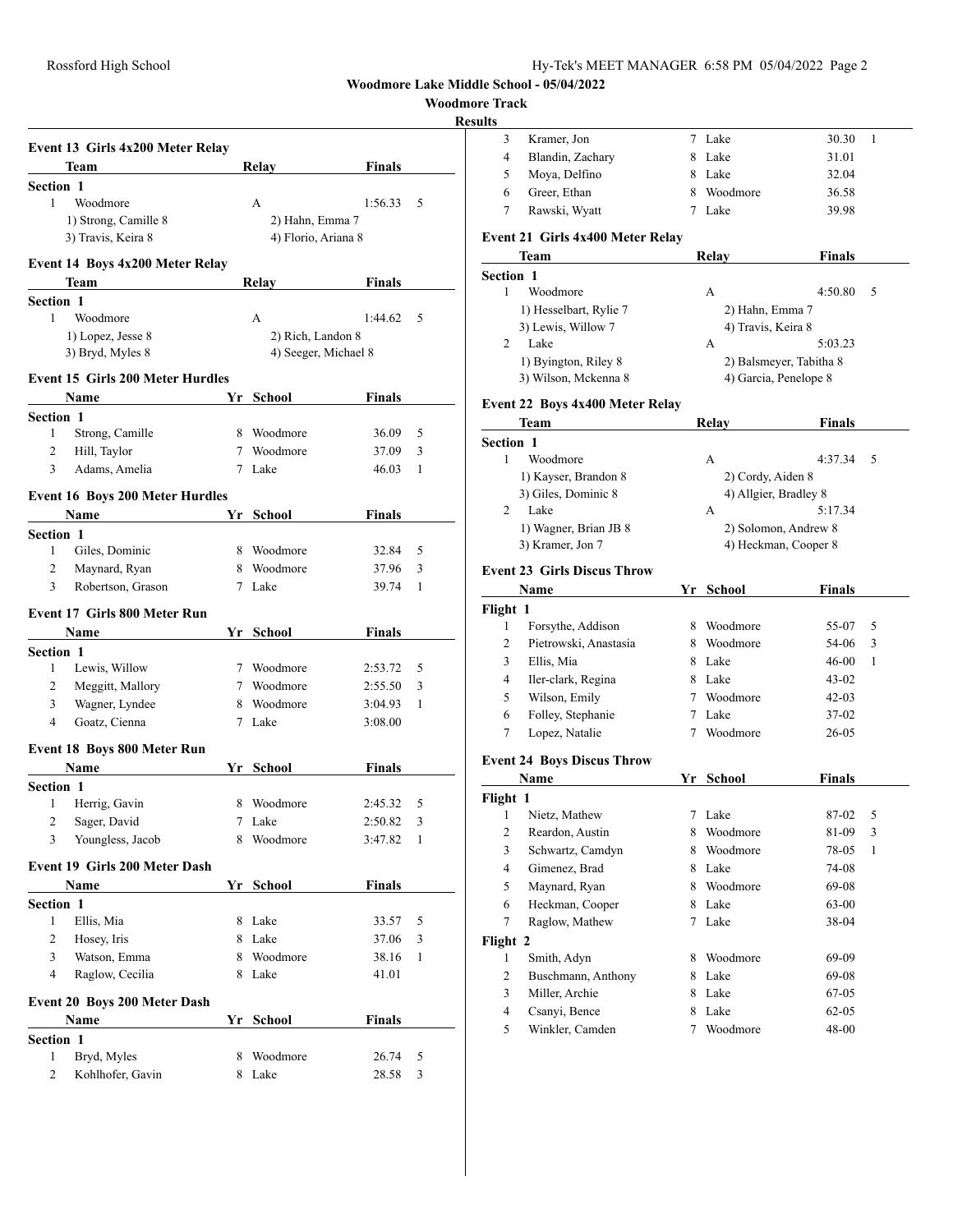**Woodmore Lake Middle School - 05/04/2022**

**Woodmore Track**

**Results**

### Event 13 Girls 4x200 Meter Relay

| | Team | Relay | Finals | |
|---|---|---|---|---|
| **Section 1** | | | | |
| 1 | Woodmore | A | 1:56.33 | 5 |
| | 1) Strong, Camille 8 | 2) Hahn, Emma 7 | | |
| | 3) Travis, Keira 8 | 4) Florio, Ariana 8 | | |

### Event 14 Boys 4x200 Meter Relay

| | Team | Relay | Finals | |
|---|---|---|---|---|
| **Section 1** | | | | |
| 1 | Woodmore | A | 1:44.62 | 5 |
| | 1) Lopez, Jesse 8 | 2) Rich, Landon 8 | | |
| | 3) Bryd, Myles 8 | 4) Seeger, Michael 8 | | |

### Event 15 Girls 200 Meter Hurdles

| | Name | Yr | School | Finals | |
|---|---|---|---|---|---|
| **Section 1** | | | | | |
| 1 | Strong, Camille | 8 | Woodmore | 36.09 | 5 |
| 2 | Hill, Taylor | 7 | Woodmore | 37.09 | 3 |
| 3 | Adams, Amelia | 7 | Lake | 46.03 | 1 |

### Event 16 Boys 200 Meter Hurdles

| | Name | Yr | School | Finals | |
|---|---|---|---|---|---|
| **Section 1** | | | | | |
| 1 | Giles, Dominic | 8 | Woodmore | 32.84 | 5 |
| 2 | Maynard, Ryan | 8 | Woodmore | 37.96 | 3 |
| 3 | Robertson, Grason | 7 | Lake | 39.74 | 1 |

### Event 17 Girls 800 Meter Run

| | Name | Yr | School | Finals | |
|---|---|---|---|---|---|
| **Section 1** | | | | | |
| 1 | Lewis, Willow | 7 | Woodmore | 2:53.72 | 5 |
| 2 | Meggitt, Mallory | 7 | Woodmore | 2:55.50 | 3 |
| 3 | Wagner, Lyndee | 8 | Woodmore | 3:04.93 | 1 |
| 4 | Goatz, Cienna | 7 | Lake | 3:08.00 | |

### Event 18 Boys 800 Meter Run

| | Name | Yr | School | Finals | |
|---|---|---|---|---|---|
| **Section 1** | | | | | |
| 1 | Herrig, Gavin | 8 | Woodmore | 2:45.32 | 5 |
| 2 | Sager, David | 7 | Lake | 2:50.82 | 3 |
| 3 | Youngless, Jacob | 8 | Woodmore | 3:47.82 | 1 |

### Event 19 Girls 200 Meter Dash

| | Name | Yr | School | Finals | |
|---|---|---|---|---|---|
| **Section 1** | | | | | |
| 1 | Ellis, Mia | 8 | Lake | 33.57 | 5 |
| 2 | Hosey, Iris | 8 | Lake | 37.06 | 3 |
| 3 | Watson, Emma | 8 | Woodmore | 38.16 | 1 |
| 4 | Raglow, Cecilia | 8 | Lake | 41.01 | |

### Event 20 Boys 200 Meter Dash

| | Name | Yr | School | Finals | |
|---|---|---|---|---|---|
| **Section 1** | | | | | |
| 1 | Bryd, Myles | 8 | Woodmore | 26.74 | 5 |
| 2 | Kohlhofer, Gavin | 8 | Lake | 28.58 | 3 |
| 3 | Kramer, Jon | 7 | Lake | 30.30 | 1 |
| 4 | Blandin, Zachary | 8 | Lake | 31.01 | |
| 5 | Moya, Delfino | 8 | Lake | 32.04 | |
| 6 | Greer, Ethan | 8 | Woodmore | 36.58 | |
| 7 | Rawski, Wyatt | 7 | Lake | 39.98 | |

### Event 21 Girls 4x400 Meter Relay

| | Team | Relay | Finals | |
|---|---|---|---|---|
| **Section 1** | | | | |
| 1 | Woodmore | A | 4:50.80 | 5 |
| | 1) Hesselbart, Rylie 7 | 2) Hahn, Emma 7 | | |
| | 3) Lewis, Willow 7 | 4) Travis, Keira 8 | | |
| 2 | Lake | A | 5:03.23 | |
| | 1) Byington, Riley 8 | 2) Balsmeyer, Tabitha 8 | | |
| | 3) Wilson, Mckenna 8 | 4) Garcia, Penelope 8 | | |

### Event 22 Boys 4x400 Meter Relay

| | Team | Relay | Finals | |
|---|---|---|---|---|
| **Section 1** | | | | |
| 1 | Woodmore | A | 4:37.34 | 5 |
| | 1) Kayser, Brandon 8 | 2) Cordy, Aiden 8 | | |
| | 3) Giles, Dominic 8 | 4) Allgier, Bradley 8 | | |
| 2 | Lake | A | 5:17.34 | |
| | 1) Wagner, Brian JB 8 | 2) Solomon, Andrew 8 | | |
| | 3) Kramer, Jon 7 | 4) Heckman, Cooper 8 | | |

### Event 23 Girls Discus Throw

| | Name | Yr | School | Finals | |
|---|---|---|---|---|---|
| **Flight 1** | | | | | |
| 1 | Forsythe, Addison | 8 | Woodmore | 55-07 | 5 |
| 2 | Pietrowski, Anastasia | 8 | Woodmore | 54-06 | 3 |
| 3 | Ellis, Mia | 8 | Lake | 46-00 | 1 |
| 4 | Iler-clark, Regina | 8 | Lake | 43-02 | |
| 5 | Wilson, Emily | 7 | Woodmore | 42-03 | |
| 6 | Folley, Stephanie | 7 | Lake | 37-02 | |
| 7 | Lopez, Natalie | 7 | Woodmore | 26-05 | |

### Event 24 Boys Discus Throw

| | Name | Yr | School | Finals | |
|---|---|---|---|---|---|
| **Flight 1** | | | | | |
| 1 | Nietz, Mathew | 7 | Lake | 87-02 | 5 |
| 2 | Reardon, Austin | 8 | Woodmore | 81-09 | 3 |
| 3 | Schwartz, Camdyn | 8 | Woodmore | 78-05 | 1 |
| 4 | Gimenez, Brad | 8 | Lake | 74-08 | |
| 5 | Maynard, Ryan | 8 | Woodmore | 69-08 | |
| 6 | Heckman, Cooper | 8 | Lake | 63-00 | |
| 7 | Raglow, Mathew | 7 | Lake | 38-04 | |
| **Flight 2** | | | | | |
| 1 | Smith, Adyn | 8 | Woodmore | 69-09 | |
| 2 | Buschmann, Anthony | 8 | Lake | 69-08 | |
| 3 | Miller, Archie | 8 | Lake | 67-05 | |
| 4 | Csanyi, Bence | 8 | Lake | 62-05 | |
| 5 | Winkler, Camden | 7 | Woodmore | 48-00 | |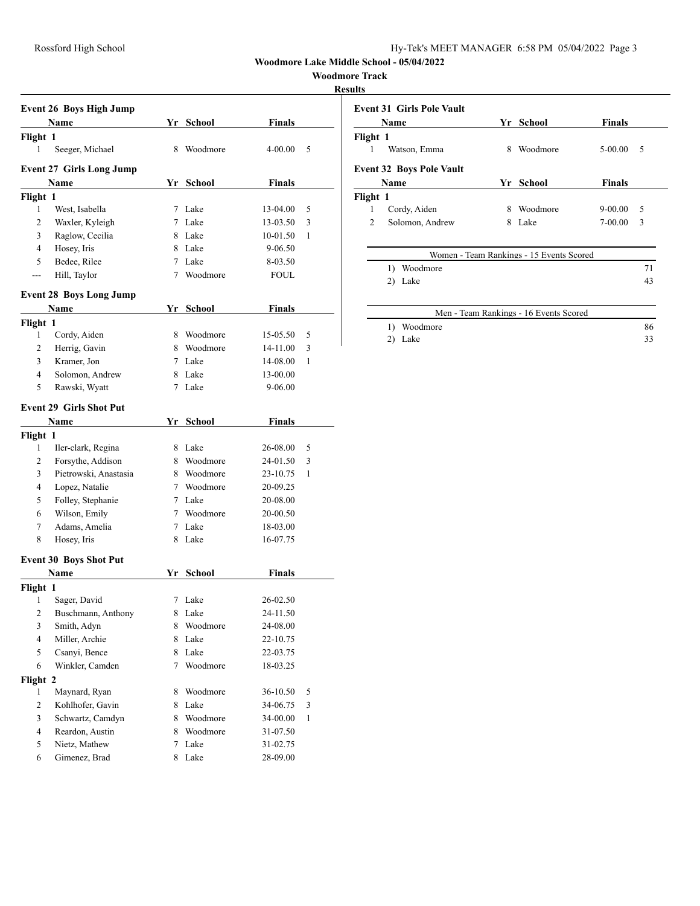**Woodmore Lake Middle School - 05/04/2022**

**Woodmore Track**

**Results**

### Event 26 Boys High Jump

| | Name | Yr | School | Finals | |
|---|---|---|---|---|---|
| **Flight 1** | | | | | |
| 1 | Seeger, Michael | 8 | Woodmore | 4-00.00 | 5 |

### Event 27 Girls Long Jump

| | Name | Yr | School | Finals | |
|---|---|---|---|---|---|
| **Flight 1** | | | | | |
| 1 | West, Isabella | 7 | Lake | 13-04.00 | 5 |
| 2 | Waxler, Kyleigh | 7 | Lake | 13-03.50 | 3 |
| 3 | Raglow, Cecilia | 8 | Lake | 10-01.50 | 1 |
| 4 | Hosey, Iris | 8 | Lake | 9-06.50 | |
| 5 | Bedee, Rilee | 7 | Lake | 8-03.50 | |
| --- | Hill, Taylor | 7 | Woodmore | FOUL | |

### Event 28 Boys Long Jump

| | Name | Yr | School | Finals | |
|---|---|---|---|---|---|
| **Flight 1** | | | | | |
| 1 | Cordy, Aiden | 8 | Woodmore | 15-05.50 | 5 |
| 2 | Herrig, Gavin | 8 | Woodmore | 14-11.00 | 3 |
| 3 | Kramer, Jon | 7 | Lake | 14-08.00 | 1 |
| 4 | Solomon, Andrew | 8 | Lake | 13-00.00 | |
| 5 | Rawski, Wyatt | 7 | Lake | 9-06.00 | |

### Event 29 Girls Shot Put

| | Name | Yr | School | Finals | |
|---|---|---|---|---|---|
| **Flight 1** | | | | | |
| 1 | Iler-clark, Regina | 8 | Lake | 26-08.00 | 5 |
| 2 | Forsythe, Addison | 8 | Woodmore | 24-01.50 | 3 |
| 3 | Pietrowski, Anastasia | 8 | Woodmore | 23-10.75 | 1 |
| 4 | Lopez, Natalie | 7 | Woodmore | 20-09.25 | |
| 5 | Folley, Stephanie | 7 | Lake | 20-08.00 | |
| 6 | Wilson, Emily | 7 | Woodmore | 20-00.50 | |
| 7 | Adams, Amelia | 7 | Lake | 18-03.00 | |
| 8 | Hosey, Iris | 8 | Lake | 16-07.75 | |

### Event 30 Boys Shot Put

| | Name | Yr | School | Finals | |
|---|---|---|---|---|---|
| **Flight 1** | | | | | |
| 1 | Sager, David | 7 | Lake | 26-02.50 | |
| 2 | Buschmann, Anthony | 8 | Lake | 24-11.50 | |
| 3 | Smith, Adyn | 8 | Woodmore | 24-08.00 | |
| 4 | Miller, Archie | 8 | Lake | 22-10.75 | |
| 5 | Csanyi, Bence | 8 | Lake | 22-03.75 | |
| 6 | Winkler, Camden | 7 | Woodmore | 18-03.25 | |
| **Flight 2** | | | | | |
| 1 | Maynard, Ryan | 8 | Woodmore | 36-10.50 | 5 |
| 2 | Kohlhofer, Gavin | 8 | Lake | 34-06.75 | 3 |
| 3 | Schwartz, Camdyn | 8 | Woodmore | 34-00.00 | 1 |
| 4 | Reardon, Austin | 8 | Woodmore | 31-07.50 | |
| 5 | Nietz, Mathew | 7 | Lake | 31-02.75 | |
| 6 | Gimenez, Brad | 8 | Lake | 28-09.00 | |

### Event 31 Girls Pole Vault

| | Name | Yr | School | Finals | |
|---|---|---|---|---|---|
| **Flight 1** | | | | | |
| 1 | Watson, Emma | 8 | Woodmore | 5-00.00 | 5 |

### Event 32 Boys Pole Vault

| | Name | Yr | School | Finals | |
|---|---|---|---|---|---|
| **Flight 1** | | | | | |
| 1 | Cordy, Aiden | 8 | Woodmore | 9-00.00 | 5 |
| 2 | Solomon, Andrew | 8 | Lake | 7-00.00 | 3 |

### Women - Team Rankings - 15 Events Scored

| | | |
|---|---|---|
| 1) | Woodmore | 71 |
| 2) | Lake | 43 |

### Men - Team Rankings - 16 Events Scored

| | | |
|---|---|---|
| 1) | Woodmore | 86 |
| 2) | Lake | 33 |